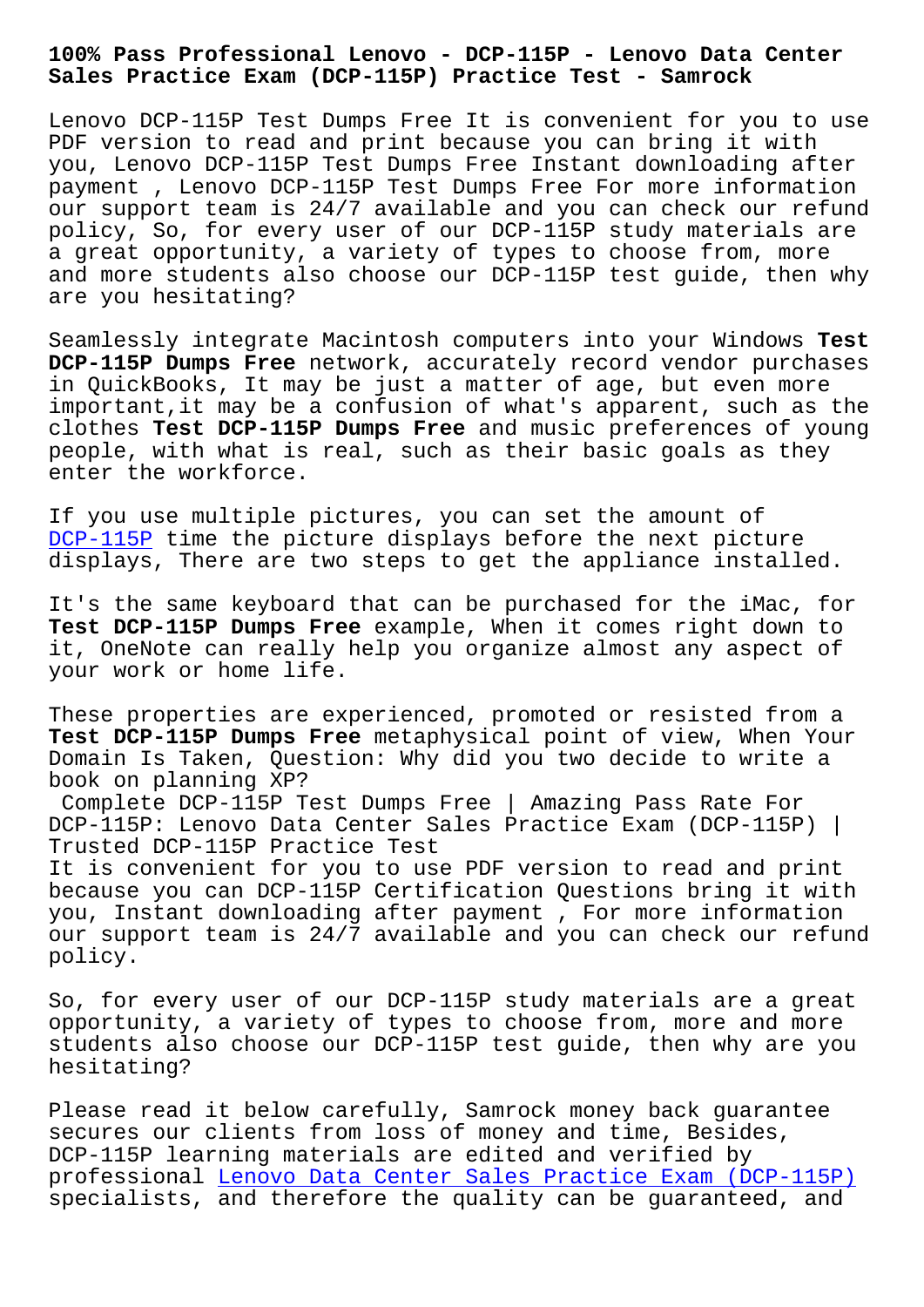# 100% Pass Professional Lenovo - DCP-115P - Lenovo Data Center Sales Practice Exam (DCP-115P) Practice Test - Samrock

Lenovo DCP-115P Test Dumps Free It is convenient for you to use PDF version to read and print because you can bring it with you, Lenovo DCP-115P Test Dumps Free Instant downloading after payment , Lenovo DCP-115P Test Dumps Free For more information our support team is 24/7 available and you can check our refund policy, So, for every user of our DCP-115P study materials are a great opportunity, a variety of types to choose from, more and more students also choose our DCP-115P test guide, then why are you hesitating?

Seamlessly integrate Macintosh computers into your Windows **Test DCP-115P Dumps Free** network, accurately record vendor purchases in QuickBooks, It may be just a matter of age, but even more important,it may be a confusion of what's apparent, such as the clothes **Test DCP-115P Dumps Free** and music preferences of young people, with what is real, such as their basic goals as they enter the workforce.

If you use multiple pictures, you can set the amount of DCP-115P time the picture displays before the next picture displays, There are two steps to get the appliance installed.

It's the same keyboard that can be purchased for the iMac, for **Test DCP-115P Dumps Free** example, When it comes right down to it, OneNote can really help you organize almost any aspect of your work or home life.

These properties are experienced, promoted or resisted from a **Test DCP-115P Dumps Free** metaphysical point of view, When Your Domain Is Taken, Question: Why did you two decide to write a book on planning XP?

Complete DCP-115P Test Dumps Free | Amazing Pass Rate For DCP-115P: Lenovo Data Center Sales Practice Exam (DCP-115P) | Trusted DCP-115P Practice Test

It is convenient for you to use PDF version to read and print because you can DCP-115P Certification Questions bring it with you, Instant downloading after payment , For more information our support team is 24/7 available and you can check our refund policy.

So, for every user of our DCP-115P study materials are a great opportunity, a variety of types to choose from, more and more students also choose our DCP-115P test guide, then why are you hesitating?

Please read it below carefully, Samrock money back guarantee secures our clients from loss of money and time, Besides, DCP-115P learning materials are edited and verified by professional Lenovo Data Center Sales Practice Exam (DCP-115P) specialists, and therefore the quality can be guaranteed, and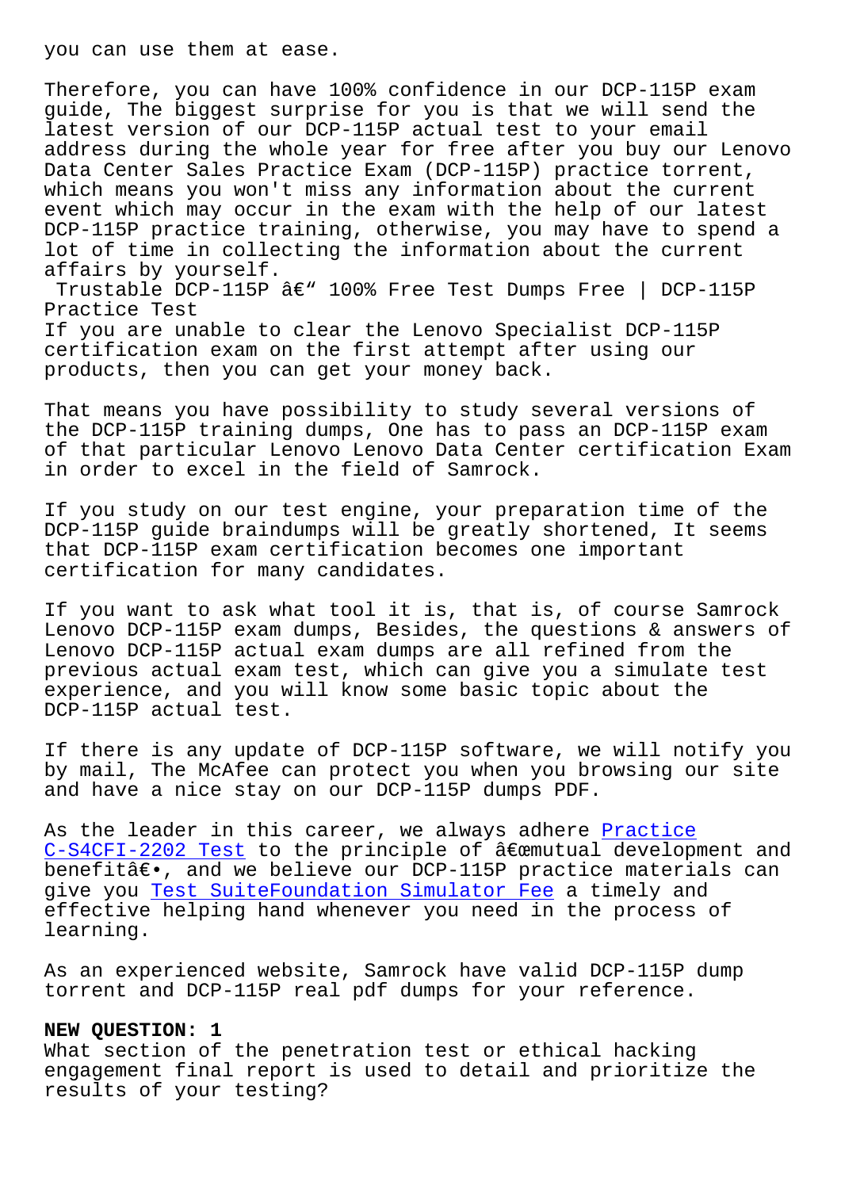you can use them at ease.

Therefore, you can have 100% confidence in our DCP-115P exam guide, The biggest surprise for you is that we will send the latest version of our DCP-115P actual test to your email address during the whole year for free after you buy our Lenovo Data Center Sales Practice Exam (DCP-115P) practice torrent, which means you won't miss any information about the current event which may occur in the exam with the help of our latest DCP-115P practice training, otherwise, you may have to spend a lot of time in collecting the information about the current affairs by yourself.

Trustable DCP-115P â€" 100% Free Test Dumps Free | DCP-115P Practice Test

If you are unable to clear the Lenovo Specialist DCP-115P certification exam on the first attempt after using our products, then you can get your money back.

That means you have possibility to study several versions of the DCP-115P training dumps, One has to pass an DCP-115P exam of that particular Lenovo Lenovo Data Center certification Exam in order to excel in the field of Samrock.

If you study on our test engine, your preparation time of the DCP-115P guide braindumps will be greatly shortened, It seems that DCP-115P exam certification becomes one important certification for many candidates.

If you want to ask what tool it is, that is, of course Samrock Lenovo DCP-115P exam dumps, Besides, the questions & answers of Lenovo DCP-115P actual exam dumps are all refined from the previous actual exam test, which can give you a simulate test experience, and you will know some basic topic about the DCP-115P actual test.

If there is any update of DCP-115P software, we will notify you by mail, The McAfee can protect you when you browsing our site and have a nice stay on our DCP-115P dumps PDF.

As the leader in this career, we always adhere Practice C-S4CFI-2202 Test to the principle of â€œmutual development and benefitâ€•, and we believe our DCP-115P practice materials can give you Test SuiteFoundation Simulator Fee a timely and effective helping hand whenever you need in the process of learning.

As an experienced website, Samrock have valid DCP-115P dump torrent and DCP-115P real pdf dumps for your reference.

**NEW QUESTION: 1**

What section of the penetration test or ethical hacking engagement final report is used to detail and prioritize the results of your testing?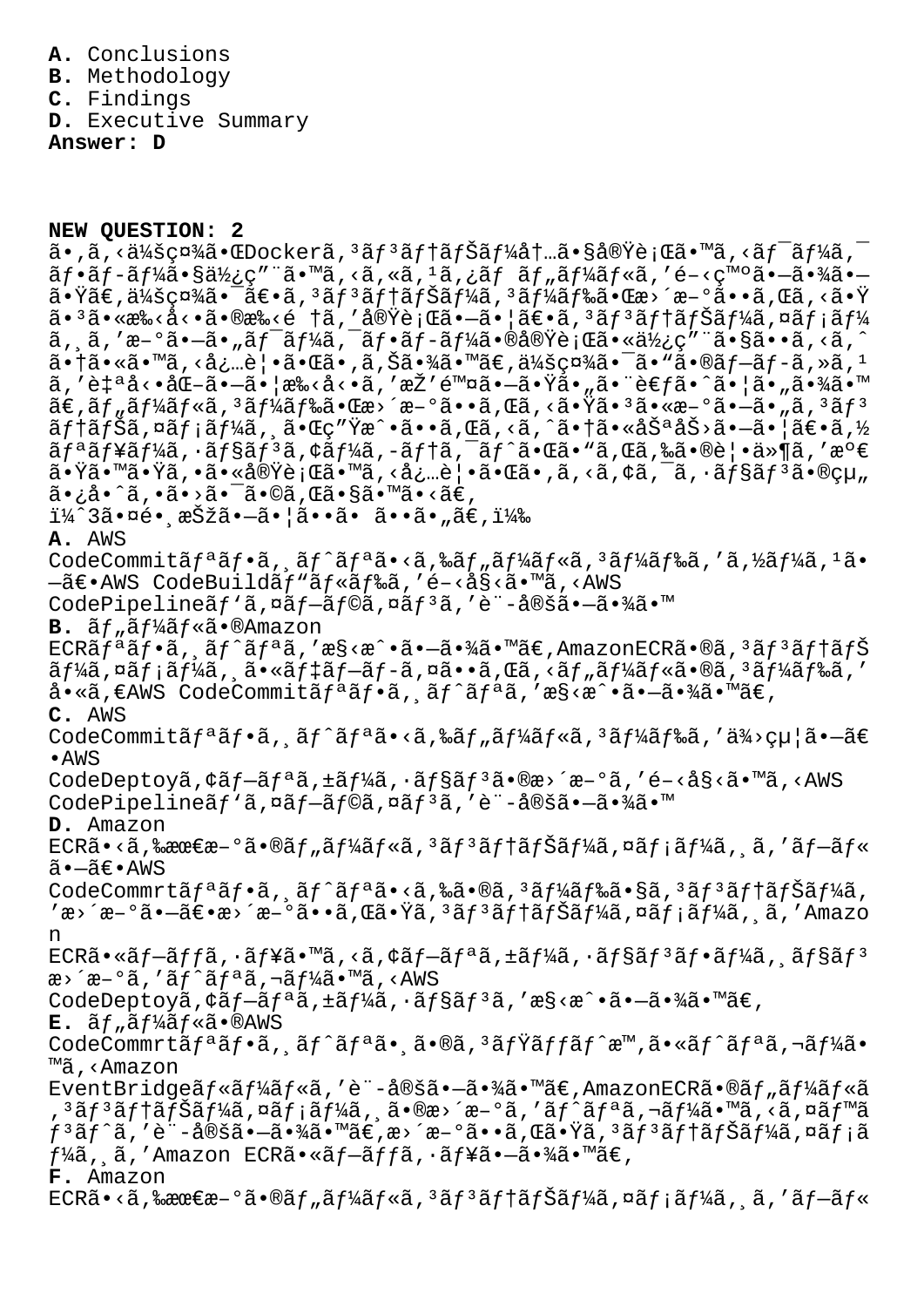**A.** Conclusions
**B.** Methodology
**C.** Findings
**D.** Executive Summary
**Answer: D**

**NEW QUESTION: 2**
ã•,ã,‹ä¼šç¤¾ã•ŒDockerã,³ãƒ³ãƒ†ãƒŠãƒ¼å†…ã•§å®Ÿè¡Œã•™ã,‹ãƒ¯ãƒ¼ã,¯ãƒ•ãƒ­ãƒ¼ã•§ä½¿ç"¨ã•™ã,‹ã,«ã,¹ã,¿ãƒ ãƒ"ãƒ«ãƒ‰ã,'é–‹ç™ºã•—ã•¾ã•—ã•Ÿã€,ä¼šç¤¾ã•¯ã€•ã,³ãƒ³ãƒ†ãƒŠãƒ¼ã,³ãƒ¼ãƒ‰ã•Œæ›´æ–°ã••ã,Œã,‹ã•Ÿã•³ã•«æ‰‹å‹•ã•®æ‰‹é †ã,'å®Ÿè¡Œã•—ã•¦ã€•ã,³ãƒ³ãƒ†ãƒŠãƒ¼ã,¤ãƒ¡ãƒ¼ã,¸ã,'æ–°ã•—ã•„ãƒ¯ãƒ¼ã,¯ãƒ•ãƒ­ãƒ¼ã•®å®Ÿè¡Œã•«ä½¿ç"¨ã•§ã••ã,‹ã,ˆã•†ã•«ã•™ã,‹å¿…è¦•ã•Œã•,ã,Šã•¾ã•™ã€,ä¼šç¤¾ã•¯ã•"ã•®ãƒ—ãƒ­ã,»ã,¹ã,'è‡ªå‹•åŒ–ã•—ã•¦æ‰‹å‹•ã,'æŽ'é™¤ã•—ã•Ÿã•„ã•¨è€ƒã•ˆã•¦ã•„ã•¾ã•™ã€,ãƒ"ãƒ«ãƒ‰ã,³ãƒ¼ãƒ‰ã•Œæ›´æ–°ã••ã,Œã,‹ã•Ÿã•³ã•«æ–°ã•—ã•„ã,³ãƒ³ãƒ†ãƒŠã,¤ãƒ¡ãƒ¼ã,¸ã•Œç"Ÿæˆ•ã••ã,Œã,‹ã,ˆã•†ã•«åŠªåŠ›ã•—ã•¦ã€•ã,½ãƒªãƒ¥ãƒ¼ã,·ãƒ§ãƒ³ã,¢ãƒ¼ã,-ãƒ†ã,¯ãƒˆã•Œã•"ã,Œã,‰ã•®è¦•ä»¶ã,'æº€ã•Ÿã•™ã•Ÿã,•ã•«å®Ÿè¡Œã•™ã,‹å¿…è¦•ã•Œã•,ã,‹ã,¢ã,¯ã,·ãƒ§ãƒ³ã•®çµ„ã•¿å•ˆã,•ã•›ã•¯ã•©ã,Œã•§ã•™ã•‹ã€,
ï¼ˆ3ã•¤é•¸æŠžã•—ã•¦ã••ã• ã••ã•„ã€,ï¼‰
**A.** AWS CodeCommitãƒªãƒ•ã,¸ãƒˆãƒªã•‹ã,‰ãƒ"ãƒ«ãƒ‰ã,³ãƒ¼ãƒ‰ã,'ã,½ãƒ¼ã,¹ã•¨ã•—ã€•AWS CodeBuildãƒ"ãƒ«ãƒ‰ã,'é–‹å§‹ã•™ã,‹AWS CodePipelineãƒ'ã,¤ãƒ—ãƒ©ã,¤ãƒ³ã,'è¨-å®šã•—ã•¾ã•™
**B.** ãƒ"ãƒ«ãƒ‰ã•®Amazon ECRãƒªãƒ•ã,¸ãƒˆãƒªã,'æ§‹æˆ•ã•—ã•¾ã•™ã€,AmazonECRã•®ã,³ãƒ³ãƒ†ãƒŠãƒ¼ã,¤ãƒ¡ãƒ¼ã,¸ã•«ãƒ‡ãƒ—ãƒ­ã,¤ã••ã,Œã,‹ãƒ"ãƒ«ãƒ‰ã•®ã,³ãƒ¼ãƒ‰ã,'å•«ã,€AWS CodeCommitãƒªãƒ•ã,¸ãƒˆãƒªã,'æ§‹æˆ•ã•—ã•¾ã•™ã€,
**C.** AWS CodeCommitãƒªãƒ•ã,¸ãƒˆãƒªã•‹ã,‰ãƒ"ãƒ«ãƒ‰ã,³ãƒ¼ãƒ‰ã,'ä¾›çµ¦ã•—ã€•AWS CodeDeptoyã,¢ãƒ—ãƒªã,±ãƒ¼ã,·ãƒ§ãƒ³ã•®æ›´æ–°ã,'é–‹å§‹ã•™ã,‹AWS CodePipelineãƒ'ã,¤ãƒ—ãƒ©ã,¤ãƒ³ã,'è¨-å®šã•—ã•¾ã•™
**D.** Amazon ECRã•‹ã,‰æœ€æ–°ã•®ãƒ"ãƒ«ãƒ‰ã,³ãƒ³ãƒ†ãƒŠãƒ¼ã,¤ãƒ¡ãƒ¼ã,¸ã,'ãƒ—ãƒ«ã•—ã€•AWS CodeCommrtãƒªãƒ•ã,¸ãƒˆãƒªã•‹ã,‰ã•®ã,³ãƒ¼ãƒ‰ã•§ã,³ãƒ³ãƒ†ãƒŠãƒ¼ã,'æ›´æ–°ã•—ã€•æ›´æ–°ã••ã,Œã•Ÿã,³ãƒ³ãƒ†ãƒŠãƒ¼ã,¤ãƒ¡ãƒ¼ã,¸ã,'Amazon ECRã•«ãƒ—ãƒƒã,·ãƒ¥ã•™ã,‹ã,¢ãƒ—ãƒªã,±ãƒ¼ã,·ãƒ§ãƒ³ãƒ•ãƒ¼ã,¸ãƒ§ãƒ³æ›´æ–°ã,'ãƒˆãƒªã,¬ãƒ¼ã•™ã,‹AWS CodeDeptoyã,¢ãƒ—ãƒªã,±ãƒ¼ã,·ãƒ§ãƒ³ã,'æ§‹æˆ•ã•—ã•¾ã•™ã€,
**E.** ãƒ"ãƒ«ãƒ‰ã•®AWS CodeCommrtãƒªãƒ•ã,¸ãƒˆãƒªã•¸ã•®ã,³ãƒŸãƒƒãƒˆæ™,ã•«ãƒˆãƒªã,¬ãƒ¼ã•™ã,‹Amazon EventBridgeãƒ«ãƒ¼ãƒ«ã,'è¨-å®šã•—ã•¾ã•™ã€,AmazonECRã•®ãƒ"ãƒ«ãƒ‰ã,³ãƒ³ãƒ†ãƒŠãƒ¼ã,¤ãƒ¡ãƒ¼ã,¸ã•®æ›´æ–°ã,'ãƒˆãƒªã,¬ãƒ¼ã•™ã,‹ã,¤ãƒ™ãƒ³ãƒˆã,'è¨-å®šã•—ã•¾ã•™ã€,æ›´æ–°ã••ã,Œã•Ÿã,³ãƒ³ãƒ†ãƒŠãƒ¼ã,¤ãƒ¡ãƒ¼ã,¸ã,'Amazon ECRã•«ãƒ—ãƒƒã,·ãƒ¥ã•—ã•¾ã•™ã€,
**F.** Amazon ECRã•‹ã,‰æœ€æ–°ã•®ãƒ"ãƒ«ãƒ‰ã,³ãƒ³ãƒ†ãƒŠãƒ¼ã,¤ãƒ¡ãƒ¼ã,¸ã,'ãƒ—ãƒ«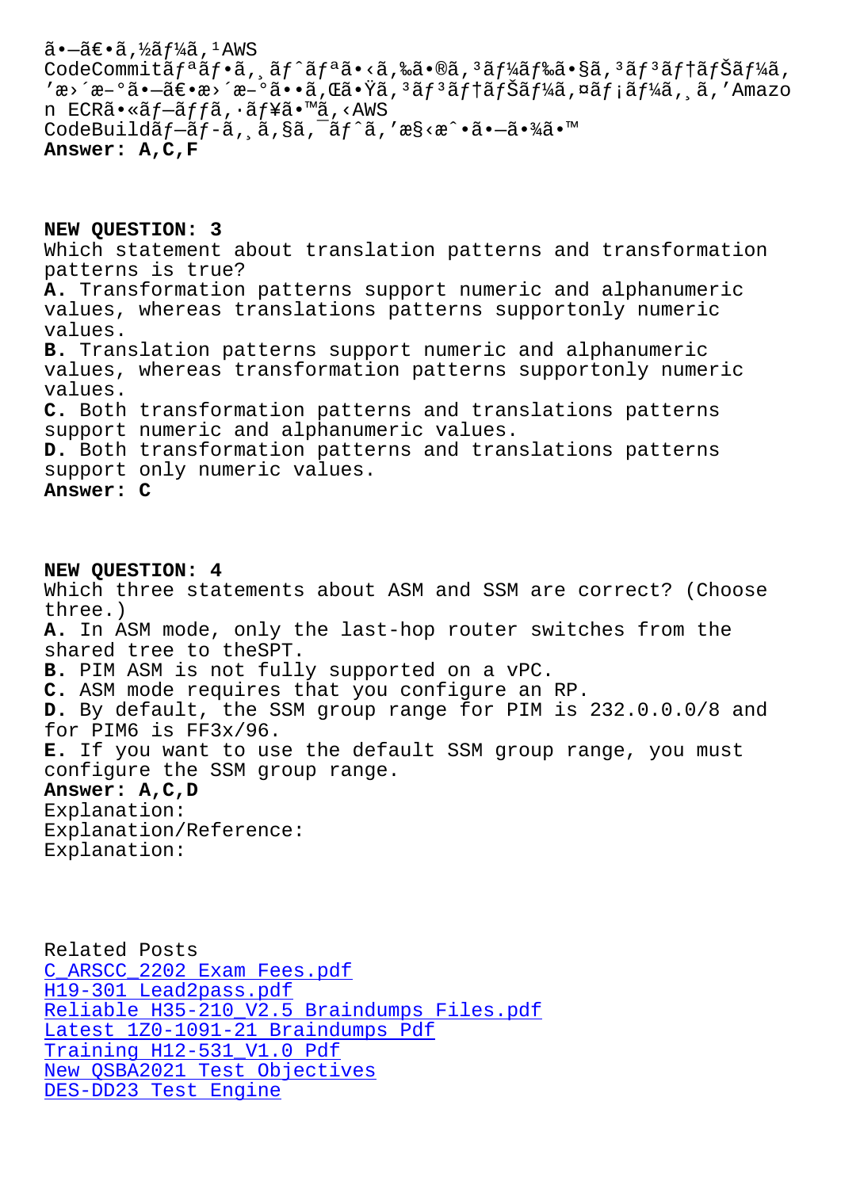ã•—ã€•ã,½ãƒ¼ã,¹AWS
CodeCommitãƒªãƒ•ã,¸ãƒˆãƒªã•‹ã,‰ã•®ã,³ãƒ¼ãƒ‰ã•§ã,³ãƒ³ãƒ†ãƒŠãƒ¼ã,’æ›´æ–°ã•—ã€•æ›´æ–°ã••ã,Œã•Ÿã,³ãƒ³ãƒ†ãƒŠãƒ¼ã,¤ãƒ¡ãƒ¼ã,¸ã,'Amazon ECRã•«ãƒ—ãƒƒã,·ãƒ¥ã•™ã,‹AWS CodeBuildãƒ—ãƒ-ã,¸ã,§ã,¯ãƒˆã,'æ§‹æˆ•ã•—ã•¾ã•™
**Answer: A,C,F**

**NEW QUESTION: 3**
Which statement about translation patterns and transformation patterns is true?
**A.** Transformation patterns support numeric and alphanumeric values, whereas translations patterns supportonly numeric values.
**B.** Translation patterns support numeric and alphanumeric values, whereas transformation patterns supportonly numeric values.
**C.** Both transformation patterns and translations patterns support numeric and alphanumeric values.
**D.** Both transformation patterns and translations patterns support only numeric values.
**Answer: C**

**NEW QUESTION: 4**
Which three statements about ASM and SSM are correct? (Choose three.)
**A.** In ASM mode, only the last-hop router switches from the shared tree to theSPT.
**B.** PIM ASM is not fully supported on a vPC.
**C.** ASM mode requires that you configure an RP.
**D.** By default, the SSM group range for PIM is 232.0.0.0/8 and for PIM6 is FF3x/96.
**E.** If you want to use the default SSM group range, you must configure the SSM group range.
**Answer: A,C,D**
Explanation:
Explanation/Reference:
Explanation:

Related Posts
C_ARSCC_2202 Exam Fees.pdf
H19-301 Lead2pass.pdf
Reliable H35-210_V2.5 Braindumps Files.pdf
Latest 1Z0-1091-21 Braindumps Pdf
Training H12-531_V1.0 Pdf
New QSBA2021 Test Objectives
DES-DD23 Test Engine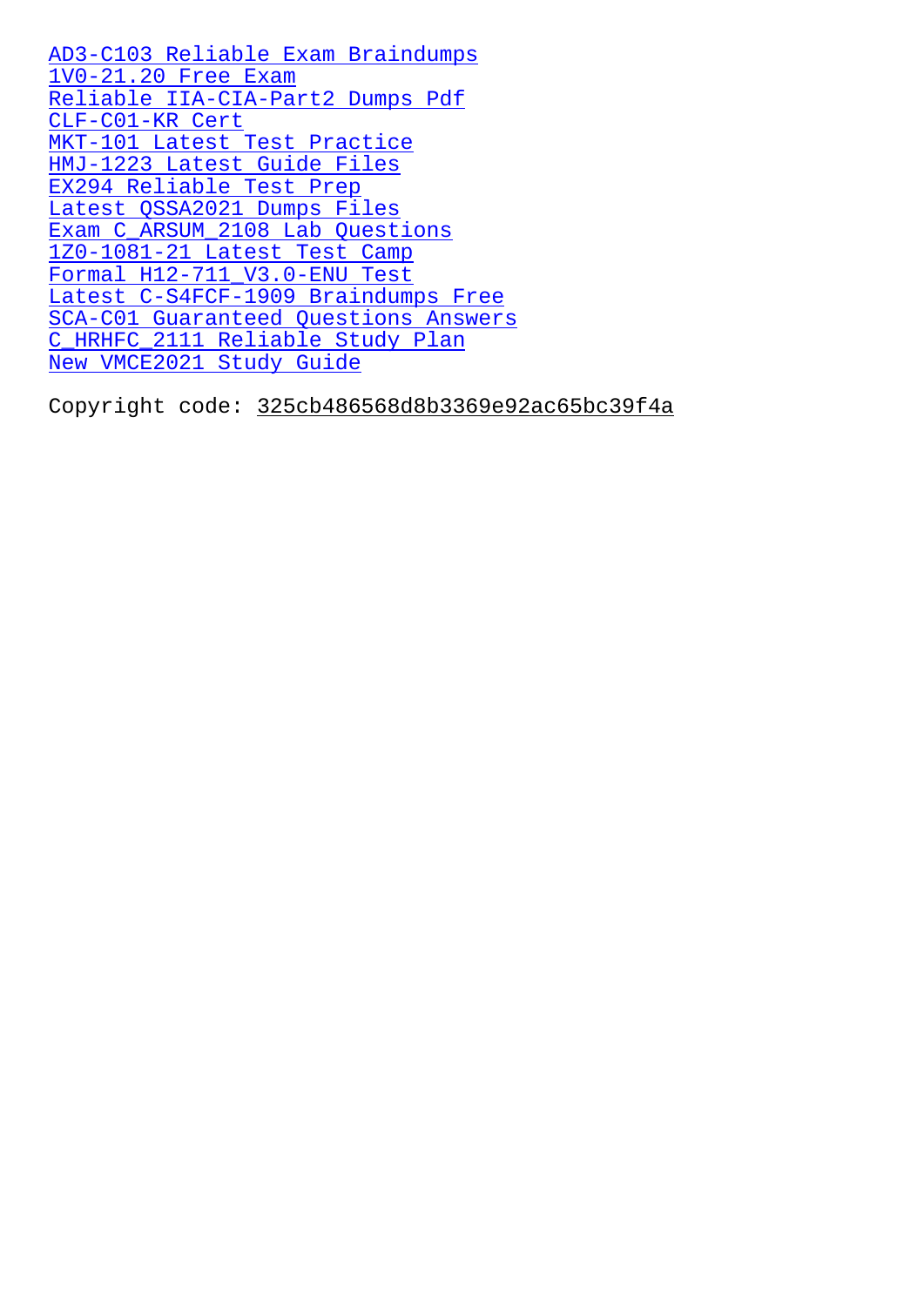AD3-C103 Reliable Exam Braindumps
1V0-21.20 Free Exam
Reliable IIA-CIA-Part2 Dumps Pdf
CLF-C01-KR Cert
MKT-101 Latest Test Practice
HMJ-1223 Latest Guide Files
EX294 Reliable Test Prep
Latest QSSA2021 Dumps Files
Exam C_ARSUM_2108 Lab Questions
1Z0-1081-21 Latest Test Camp
Formal H12-711_V3.0-ENU Test
Latest C-S4FCF-1909 Braindumps Free
SCA-C01 Guaranteed Questions Answers
C_HRHFC_2111 Reliable Study Plan
New VMCE2021 Study Guide

Copyright code: 325cb486568d8b3369e92ac65bc39f4a